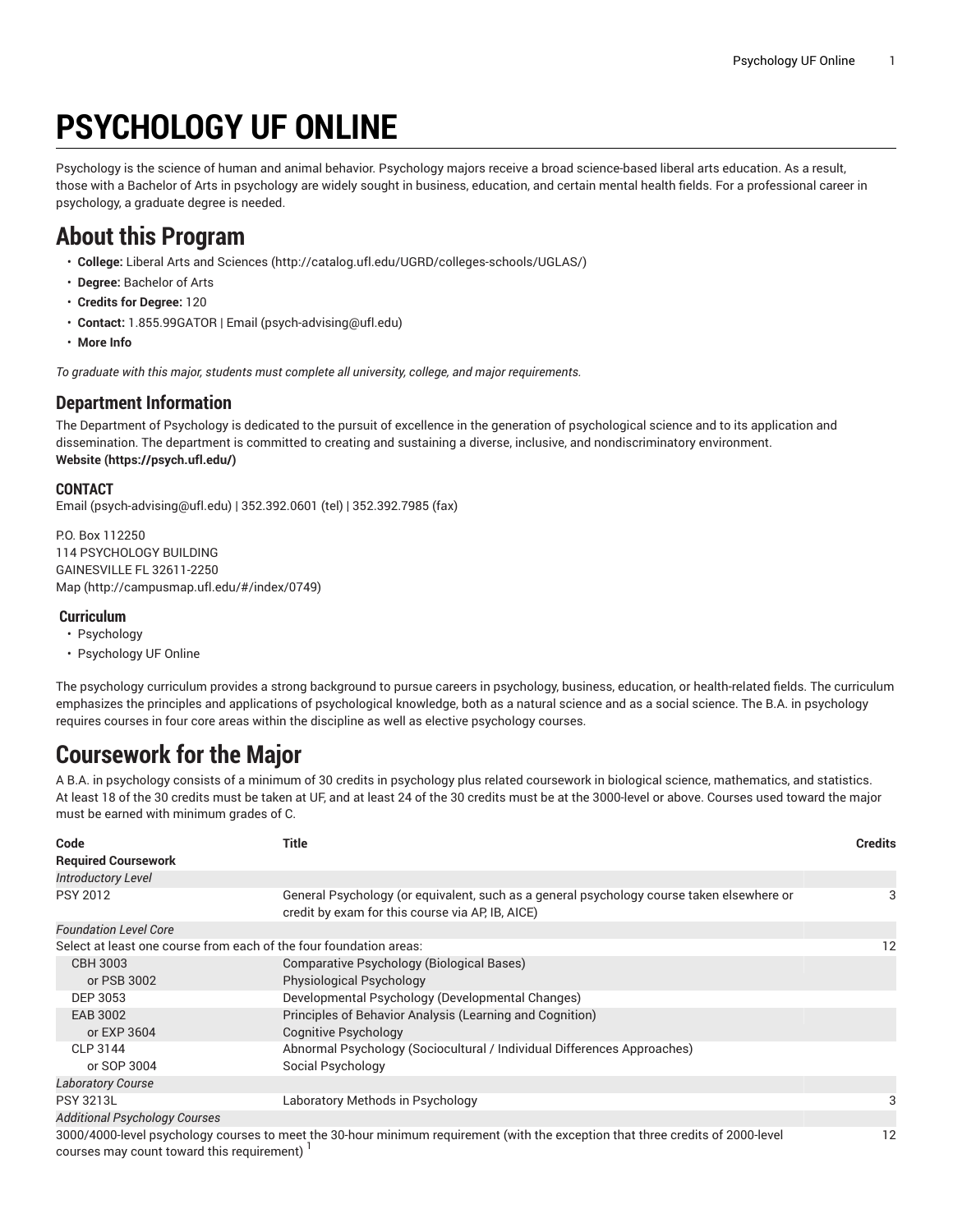# PSYCHOLOGY UF ONLINE

Psychology is the science of human and animal behavior. Psychology majors receive a broad science-based liberal arts education. As a result, those with a Bachelor of Arts in psychology are widely sought in business, education, and certain mental health fields. For a professional career in psychology, a graduate degree is needed.

## About this Program

- **College:** Liberal Arts and Sciences (http://catalog.ufl.edu/UGRD/colleges-schools/UGLAS/)
- **Degree:** Bachelor of Arts
- **Credits for Degree:** 120
- **Contact:** 1.855.99GATOR | Email (psych-advising@ufl.edu)
- **More Info**

*To graduate with this major, students must complete all university, college, and major requirements.*

### Department Information

The Department of Psychology is dedicated to the pursuit of excellence in the generation of psychological science and to its application and dissemination. The department is committed to creating and sustaining a diverse, inclusive, and nondiscriminatory environment.
**Website (https://psych.ufl.edu/)**

#### CONTACT

Email (psych-advising@ufl.edu) | 352.392.0601 (tel) | 352.392.7985 (fax)

P.O. Box 112250
114 PSYCHOLOGY BUILDING
GAINESVILLE FL 32611-2250
Map (http://campusmap.ufl.edu/#/index/0749)

#### Curriculum

- Psychology
- Psychology UF Online

The psychology curriculum provides a strong background to pursue careers in psychology, business, education, or health-related fields. The curriculum emphasizes the principles and applications of psychological knowledge, both as a natural science and as a social science. The B.A. in psychology requires courses in four core areas within the discipline as well as elective psychology courses.

## Coursework for the Major

A B.A. in psychology consists of a minimum of 30 credits in psychology plus related coursework in biological science, mathematics, and statistics. At least 18 of the 30 credits must be taken at UF, and at least 24 of the 30 credits must be at the 3000-level or above. Courses used toward the major must be earned with minimum grades of C.

| Code | Title | Credits |
|---|---|---|
| **Required Coursework** | | |
| *Introductory Level* | | |
| PSY 2012 | General Psychology (or equivalent, such as a general psychology course taken elsewhere or credit by exam for this course via AP, IB, AICE) | 3 |
| *Foundation Level Core* | | |
| Select at least one course from each of the four foundation areas: | | 12 |
| CBH 3003 | Comparative Psychology (Biological Bases) | |
| or PSB 3002 | Physiological Psychology | |
| DEP 3053 | Developmental Psychology (Developmental Changes) | |
| EAB 3002 | Principles of Behavior Analysis (Learning and Cognition) | |
| or EXP 3604 | Cognitive Psychology | |
| CLP 3144 | Abnormal Psychology (Sociocultural / Individual Differences Approaches) | |
| or SOP 3004 | Social Psychology | |
| *Laboratory Course* | | |
| PSY 3213L | Laboratory Methods in Psychology | 3 |
| *Additional Psychology Courses* | | |
| 3000/4000-level psychology courses to meet the 30-hour minimum requirement (with the exception that three credits of 2000-level courses may count toward this requirement) [1] | | 12 |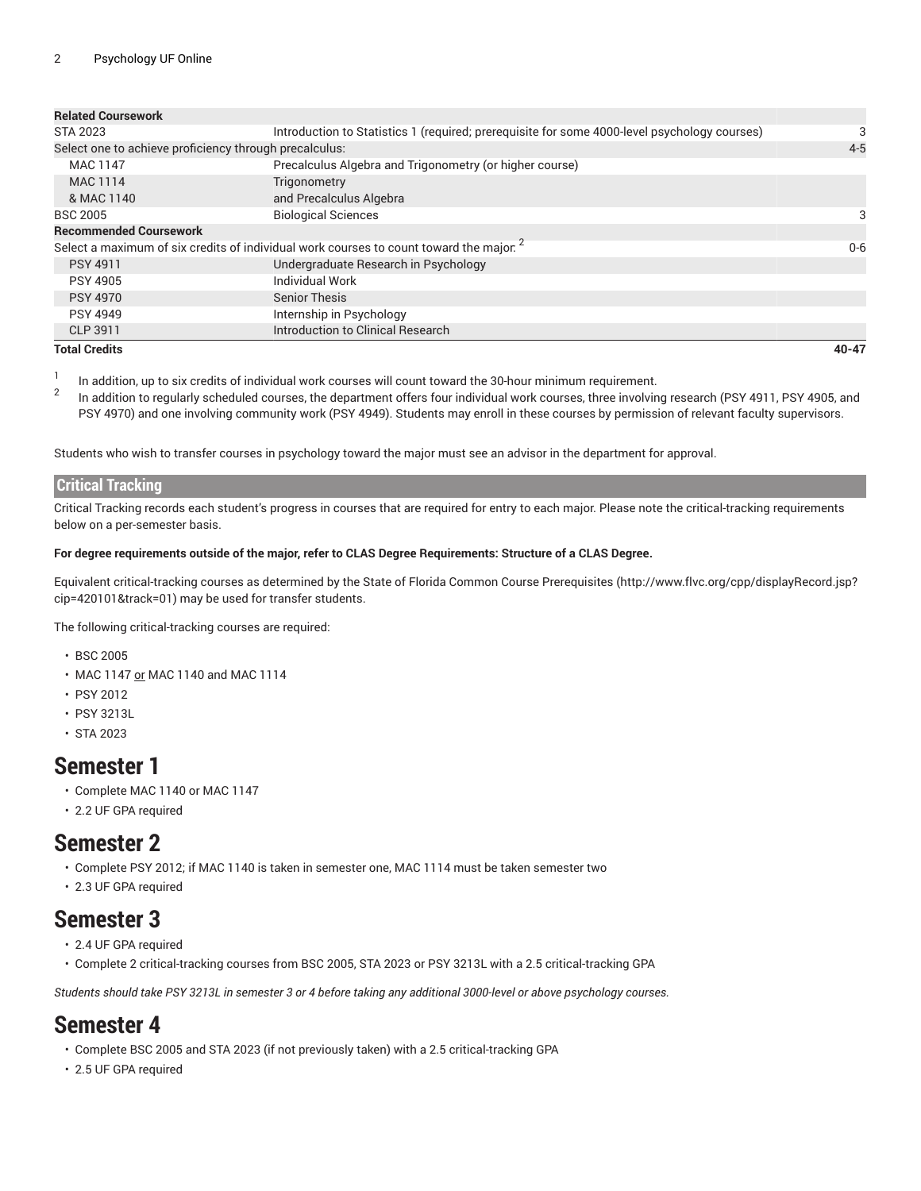| | | |
|---|---|---|
| **Related Coursework** | | |
| STA 2023 | Introduction to Statistics 1 (required; prerequisite for some 4000-level psychology courses) | 3 |
| Select one to achieve proficiency through precalculus: | | 4-5 |
| MAC 1147 | Precalculus Algebra and Trigonometry (or higher course) | |
| MAC 1114 & MAC 1140 | Trigonometry and Precalculus Algebra | |
| BSC 2005 | Biological Sciences | 3 |
| **Recommended Coursework** | | |
| Select a maximum of six credits of individual work courses to count toward the major: [2] | | 0-6 |
| PSY 4911 | Undergraduate Research in Psychology | |
| PSY 4905 | Individual Work | |
| PSY 4970 | Senior Thesis | |
| PSY 4949 | Internship in Psychology | |
| CLP 3911 | Introduction to Clinical Research | |
| **Total Credits** | | **40-47** |

[1] In addition, up to six credits of individual work courses will count toward the 30-hour minimum requirement.

[2] In addition to regularly scheduled courses, the department offers four individual work courses, three involving research (PSY 4911, PSY 4905, and PSY 4970) and one involving community work (PSY 4949). Students may enroll in these courses by permission of relevant faculty supervisors.

Students who wish to transfer courses in psychology toward the major must see an advisor in the department for approval.

## Critical Tracking

Critical Tracking records each student's progress in courses that are required for entry to each major. Please note the critical-tracking requirements below on a per-semester basis.

**For degree requirements outside of the major, refer to CLAS Degree Requirements: Structure of a CLAS Degree.**

Equivalent critical-tracking courses as determined by the State of Florida Common Course Prerequisites (http://www.flvc.org/cpp/displayRecord.jsp?cip=420101&track=01) may be used for transfer students.

The following critical-tracking courses are required:

- BSC 2005
- MAC 1147 <u>or</u> MAC 1140 and MAC 1114
- PSY 2012
- PSY 3213L
- STA 2023

# Semester 1

- Complete MAC 1140 or MAC 1147
- 2.2 UF GPA required

# Semester 2

- Complete PSY 2012; if MAC 1140 is taken in semester one, MAC 1114 must be taken semester two
- 2.3 UF GPA required

# Semester 3

- 2.4 UF GPA required
- Complete 2 critical-tracking courses from BSC 2005, STA 2023 or PSY 3213L with a 2.5 critical-tracking GPA

*Students should take PSY 3213L in semester 3 or 4 before taking any additional 3000-level or above psychology courses.*

# Semester 4

- Complete BSC 2005 and STA 2023 (if not previously taken) with a 2.5 critical-tracking GPA
- 2.5 UF GPA required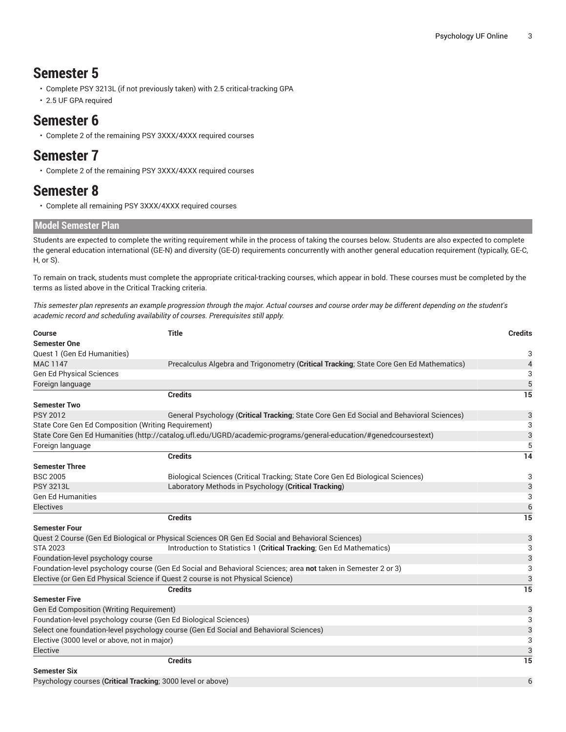# Semester 5

- Complete PSY 3213L (if not previously taken) with 2.5 critical-tracking GPA
- 2.5 UF GPA required

# Semester 6

- Complete 2 of the remaining PSY 3XXX/4XXX required courses

# Semester 7

- Complete 2 of the remaining PSY 3XXX/4XXX required courses

# Semester 8

- Complete all remaining PSY 3XXX/4XXX required courses

## Model Semester Plan

Students are expected to complete the writing requirement while in the process of taking the courses below. Students are also expected to complete the general education international (GE-N) and diversity (GE-D) requirements concurrently with another general education requirement (typically, GE-C, H, or S).

To remain on track, students must complete the appropriate critical-tracking courses, which appear in bold. These courses must be completed by the terms as listed above in the Critical Tracking criteria.

*This semester plan represents an example progression through the major. Actual courses and course order may be different depending on the student's academic record and scheduling availability of courses. Prerequisites still apply.*

| Course | Title | Credits |
|---|---|---|
| **Semester One** | | |
| Quest 1 (Gen Ed Humanities) | | 3 |
| MAC 1147 | Precalculus Algebra and Trigonometry (**Critical Tracking**; State Core Gen Ed Mathematics) | 4 |
| Gen Ed Physical Sciences | | 3 |
| Foreign language | | 5 |
| | **Credits** | **15** |
| **Semester Two** | | |
| PSY 2012 | General Psychology (**Critical Tracking**; State Core Gen Ed Social and Behavioral Sciences) | 3 |
| State Core Gen Ed Composition (Writing Requirement) | | 3 |
| State Core Gen Ed Humanities (http://catalog.ufl.edu/UGRD/academic-programs/general-education/#genedcoursestext) | | 3 |
| Foreign language | | 5 |
| | **Credits** | **14** |
| **Semester Three** | | |
| BSC 2005 | Biological Sciences (Critical Tracking; State Core Gen Ed Biological Sciences) | 3 |
| PSY 3213L | Laboratory Methods in Psychology (**Critical Tracking**) | 3 |
| Gen Ed Humanities | | 3 |
| Electives | | 6 |
| | **Credits** | **15** |
| **Semester Four** | | |
| Quest 2 Course (Gen Ed Biological or Physical Sciences OR Gen Ed Social and Behavioral Sciences) | | 3 |
| STA 2023 | Introduction to Statistics 1 (**Critical Tracking**; Gen Ed Mathematics) | 3 |
| Foundation-level psychology course | | 3 |
| Foundation-level psychology course (Gen Ed Social and Behavioral Sciences; area **not** taken in Semester 2 or 3) | | 3 |
| Elective (or Gen Ed Physical Science if Quest 2 course is not Physical Science) | | 3 |
| | **Credits** | **15** |
| **Semester Five** | | |
| Gen Ed Composition (Writing Requirement) | | 3 |
| Foundation-level psychology course (Gen Ed Biological Sciences) | | 3 |
| Select one foundation-level psychology course (Gen Ed Social and Behavioral Sciences) | | 3 |
| Elective (3000 level or above, not in major) | | 3 |
| Elective | | 3 |
| | **Credits** | **15** |
| **Semester Six** | | |
| Psychology courses (**Critical Tracking**; 3000 level or above) | | 6 |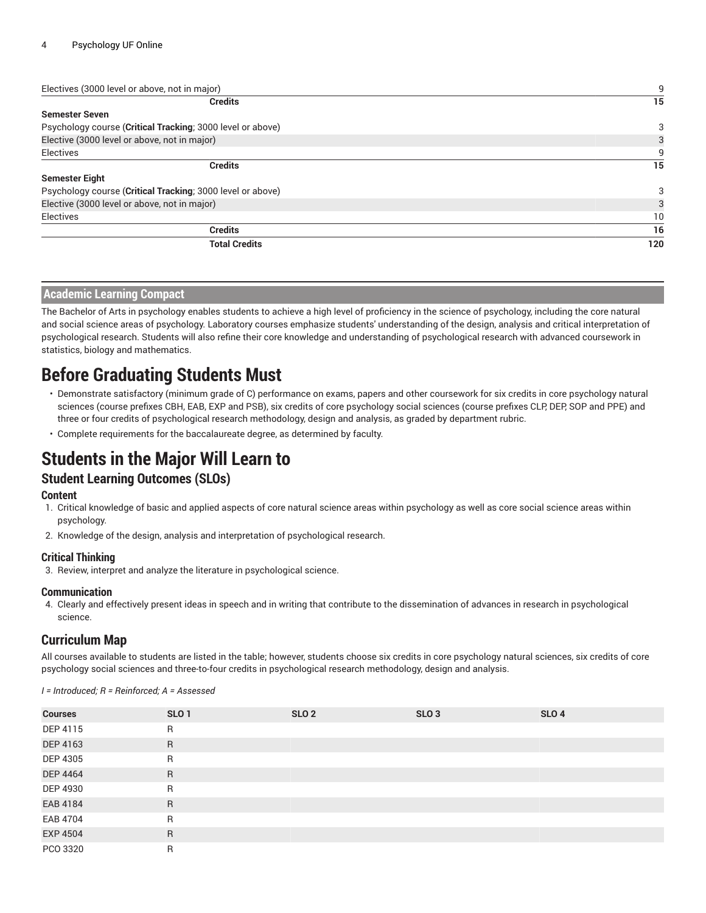| | |
|---|---|
| Electives (3000 level or above, not in major) | 9 |
| **Credits** | **15** |
| **Semester Seven** | |
| Psychology course (**Critical Tracking**; 3000 level or above) | 3 |
| Elective (3000 level or above, not in major) | 3 |
| Electives | 9 |
| **Credits** | **15** |
| **Semester Eight** | |
| Psychology course (**Critical Tracking**; 3000 level or above) | 3 |
| Elective (3000 level or above, not in major) | 3 |
| Electives | 10 |
| **Credits** | **16** |
| **Total Credits** | **120** |

## Academic Learning Compact

The Bachelor of Arts in psychology enables students to achieve a high level of proficiency in the science of psychology, including the core natural and social science areas of psychology. Laboratory courses emphasize students' understanding of the design, analysis and critical interpretation of psychological research. Students will also refine their core knowledge and understanding of psychological research with advanced coursework in statistics, biology and mathematics.

# Before Graduating Students Must

- Demonstrate satisfactory (minimum grade of C) performance on exams, papers and other coursework for six credits in core psychology natural sciences (course prefixes CBH, EAB, EXP and PSB), six credits of core psychology social sciences (course prefixes CLP, DEP, SOP and PPE) and three or four credits of psychological research methodology, design and analysis, as graded by department rubric.
- Complete requirements for the baccalaureate degree, as determined by faculty.

# Students in the Major Will Learn to

## Student Learning Outcomes (SLOs)

### Content

1. Critical knowledge of basic and applied aspects of core natural science areas within psychology as well as core social science areas within psychology.
2. Knowledge of the design, analysis and interpretation of psychological research.

### Critical Thinking

3. Review, interpret and analyze the literature in psychological science.

### Communication

4. Clearly and effectively present ideas in speech and in writing that contribute to the dissemination of advances in research in psychological science.

## Curriculum Map

All courses available to students are listed in the table; however, students choose six credits in core psychology natural sciences, six credits of core psychology social sciences and three-to-four credits in psychological research methodology, design and analysis.

*I = Introduced; R = Reinforced; A = Assessed*

| Courses | SLO 1 | SLO 2 | SLO 3 | SLO 4 |
|---|---|---|---|---|
| DEP 4115 | R | | | |
| DEP 4163 | R | | | |
| DEP 4305 | R | | | |
| DEP 4464 | R | | | |
| DEP 4930 | R | | | |
| EAB 4184 | R | | | |
| EAB 4704 | R | | | |
| EXP 4504 | R | | | |
| PCO 3320 | R | | | |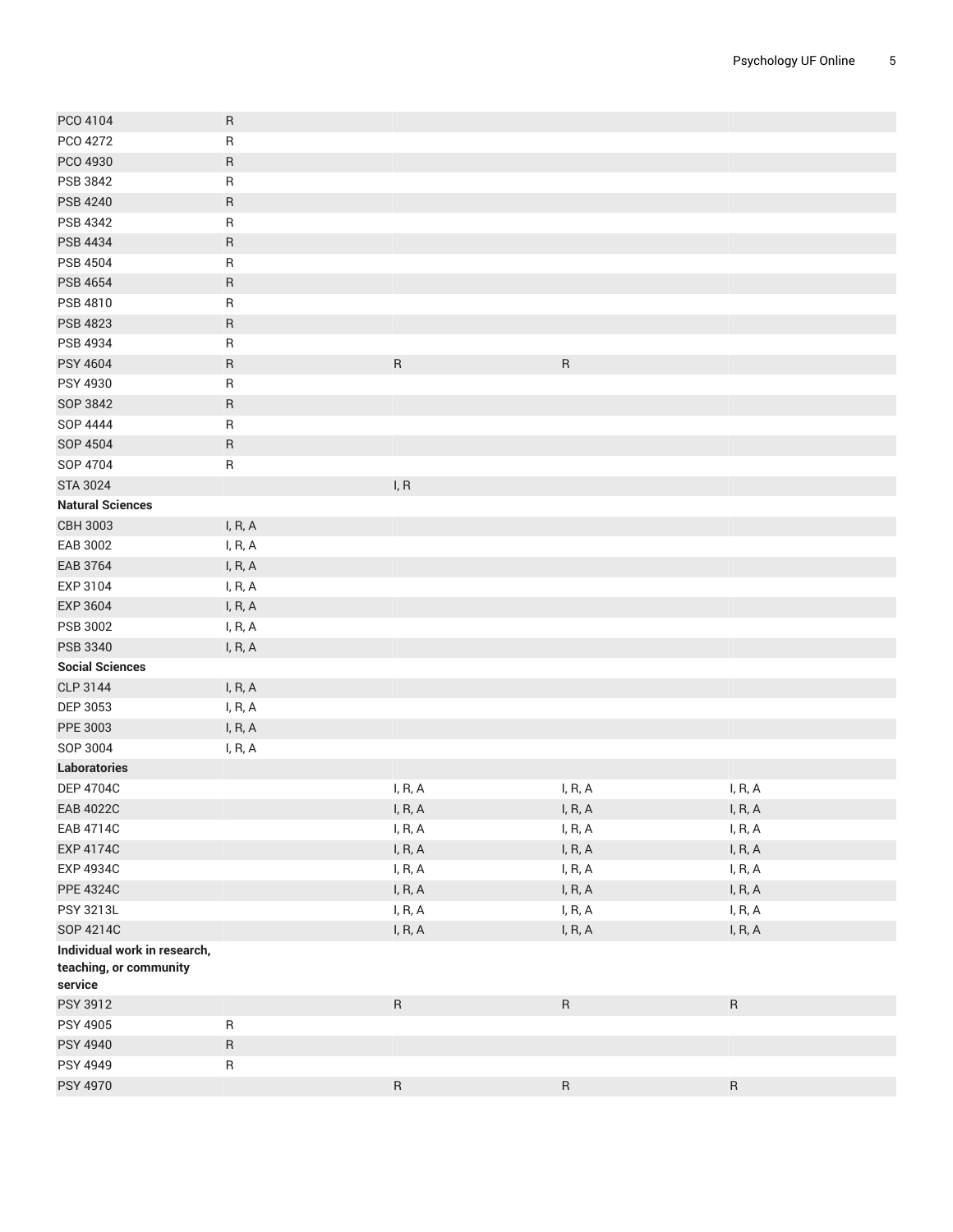| | | | | |
|---|---|---|---|---|
| PCO 4104 | R | | | |
| PCO 4272 | R | | | |
| PCO 4930 | R | | | |
| PSB 3842 | R | | | |
| PSB 4240 | R | | | |
| PSB 4342 | R | | | |
| PSB 4434 | R | | | |
| PSB 4504 | R | | | |
| PSB 4654 | R | | | |
| PSB 4810 | R | | | |
| PSB 4823 | R | | | |
| PSB 4934 | R | | | |
| PSY 4604 | R | R | R | |
| PSY 4930 | R | | | |
| SOP 3842 | R | | | |
| SOP 4444 | R | | | |
| SOP 4504 | R | | | |
| SOP 4704 | R | | | |
| STA 3024 | | I, R | | |
| **Natural Sciences** | | | | |
| CBH 3003 | I, R, A | | | |
| EAB 3002 | I, R, A | | | |
| EAB 3764 | I, R, A | | | |
| EXP 3104 | I, R, A | | | |
| EXP 3604 | I, R, A | | | |
| PSB 3002 | I, R, A | | | |
| PSB 3340 | I, R, A | | | |
| **Social Sciences** | | | | |
| CLP 3144 | I, R, A | | | |
| DEP 3053 | I, R, A | | | |
| PPE 3003 | I, R, A | | | |
| SOP 3004 | I, R, A | | | |
| **Laboratories** | | | | |
| DEP 4704C | | I, R, A | I, R, A | I, R, A |
| EAB 4022C | | I, R, A | I, R, A | I, R, A |
| EAB 4714C | | I, R, A | I, R, A | I, R, A |
| EXP 4174C | | I, R, A | I, R, A | I, R, A |
| EXP 4934C | | I, R, A | I, R, A | I, R, A |
| PPE 4324C | | I, R, A | I, R, A | I, R, A |
| PSY 3213L | | I, R, A | I, R, A | I, R, A |
| SOP 4214C | | I, R, A | I, R, A | I, R, A |
| **Individual work in research, teaching, or community service** | | | | |
| PSY 3912 | | R | R | R |
| PSY 4905 | R | | | |
| PSY 4940 | R | | | |
| PSY 4949 | R | | | |
| PSY 4970 | | R | R | R |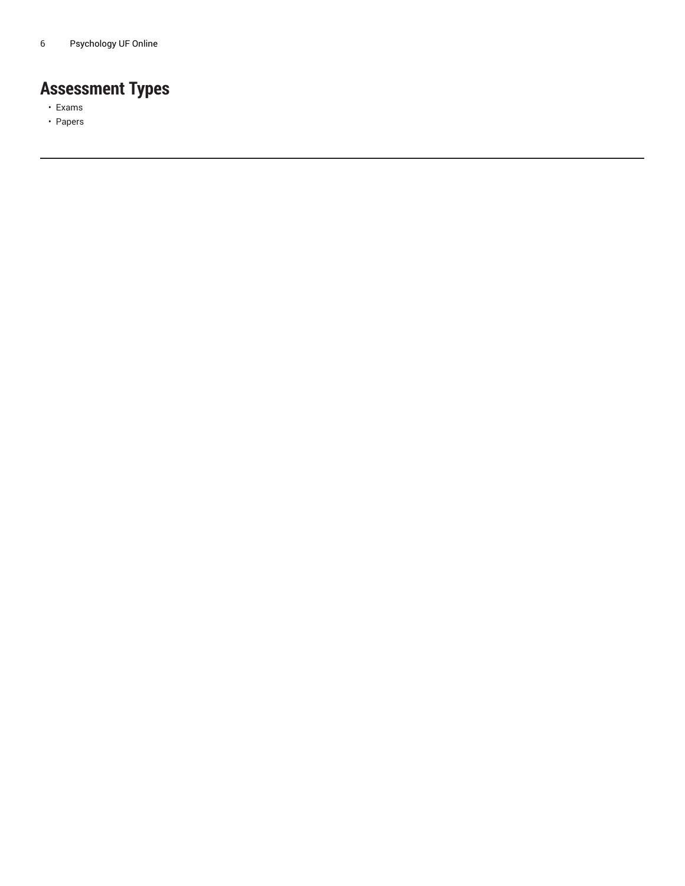## Assessment Types

- Exams
- Papers